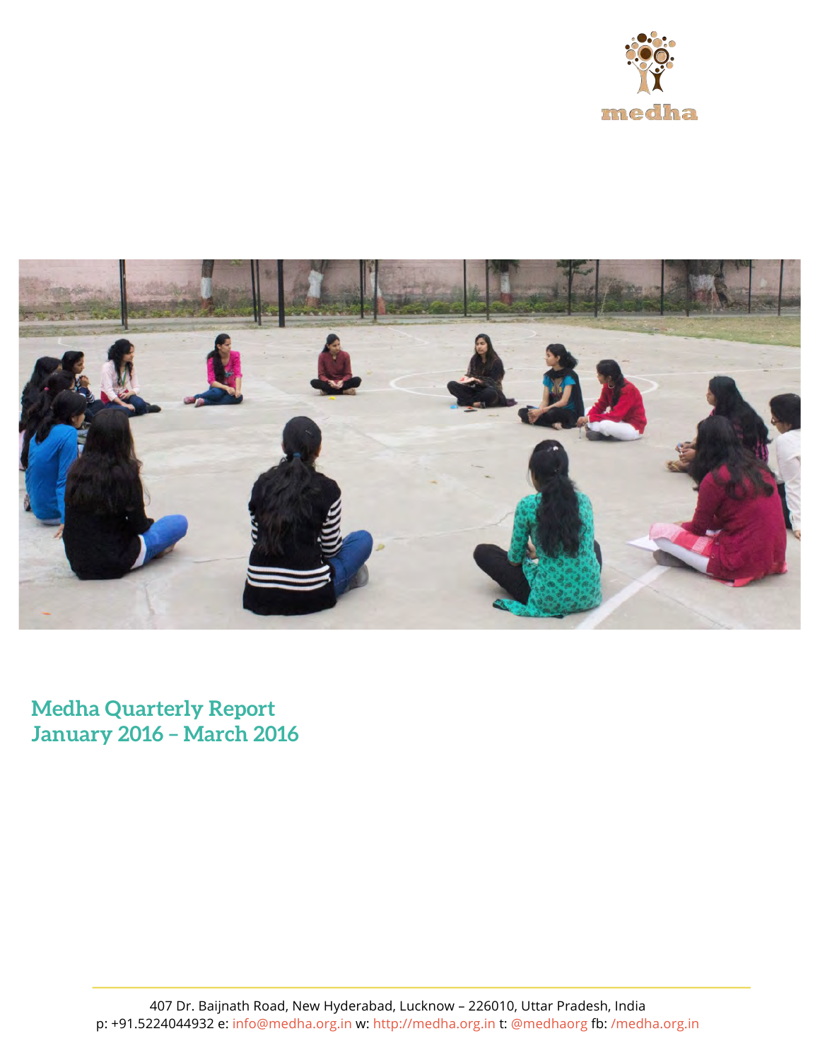medha

# Medha Quarterly Report
# January 2016 – March 2016

407 Dr. Baijnath Road, New Hyderabad, Lucknow – 226010, Uttar Pradesh, India
p: +91.5224044932 e: info@medha.org.in w: http://medha.org.in t: @medhaorg fb: /medha.org.in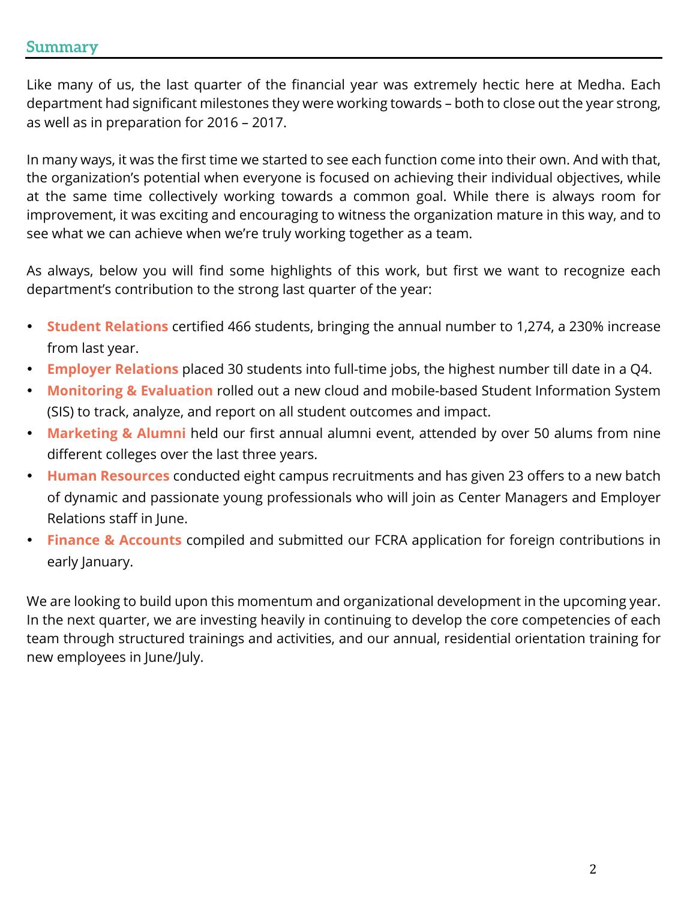## Summary

Like many of us, the last quarter of the financial year was extremely hectic here at Medha. Each department had significant milestones they were working towards – both to close out the year strong, as well as in preparation for 2016 – 2017.

In many ways, it was the first time we started to see each function come into their own. And with that, the organization's potential when everyone is focused on achieving their individual objectives, while at the same time collectively working towards a common goal. While there is always room for improvement, it was exciting and encouraging to witness the organization mature in this way, and to see what we can achieve when we're truly working together as a team.

As always, below you will find some highlights of this work, but first we want to recognize each department's contribution to the strong last quarter of the year:

- **Student Relations** certified 466 students, bringing the annual number to 1,274, a 230% increase from last year.
- **Employer Relations** placed 30 students into full-time jobs, the highest number till date in a Q4.
- **Monitoring & Evaluation** rolled out a new cloud and mobile-based Student Information System (SIS) to track, analyze, and report on all student outcomes and impact.
- **Marketing & Alumni** held our first annual alumni event, attended by over 50 alums from nine different colleges over the last three years.
- **Human Resources** conducted eight campus recruitments and has given 23 offers to a new batch of dynamic and passionate young professionals who will join as Center Managers and Employer Relations staff in June.
- **Finance & Accounts** compiled and submitted our FCRA application for foreign contributions in early January.

We are looking to build upon this momentum and organizational development in the upcoming year. In the next quarter, we are investing heavily in continuing to develop the core competencies of each team through structured trainings and activities, and our annual, residential orientation training for new employees in June/July.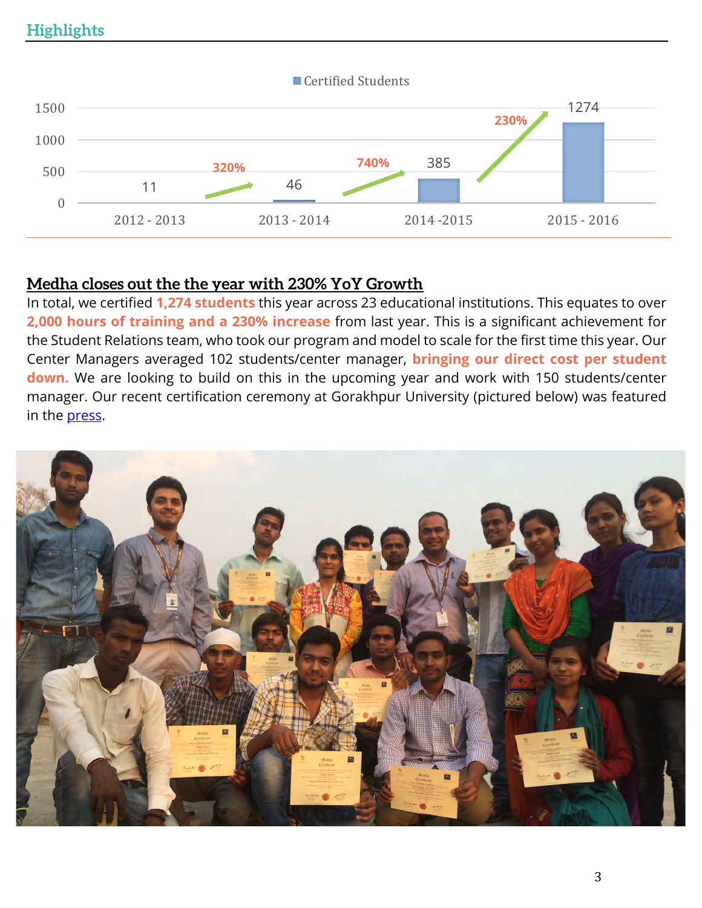## Highlights

Certified Students

| Year | Certified Students | Growth |
|---|---|---|
| 2012 - 2013 | 11 | |
| 2013 - 2014 | 46 | 320% |
| 2014 -2015 | 385 | 740% |
| 2015 - 2016 | 1274 | 230% |

### Medha closes out the the year with 230% YoY Growth

In total, we certified **1,274 students** this year across 23 educational institutions. This equates to over **2,000 hours of training and a 230% increase** from last year. This is a significant achievement for the Student Relations team, who took our program and model to scale for the first time this year. Our Center Managers averaged 102 students/center manager, **bringing our direct cost per student down.** We are looking to build on this in the upcoming year and work with 150 students/center manager. Our recent certification ceremony at Gorakhpur University (pictured below) was featured in the press.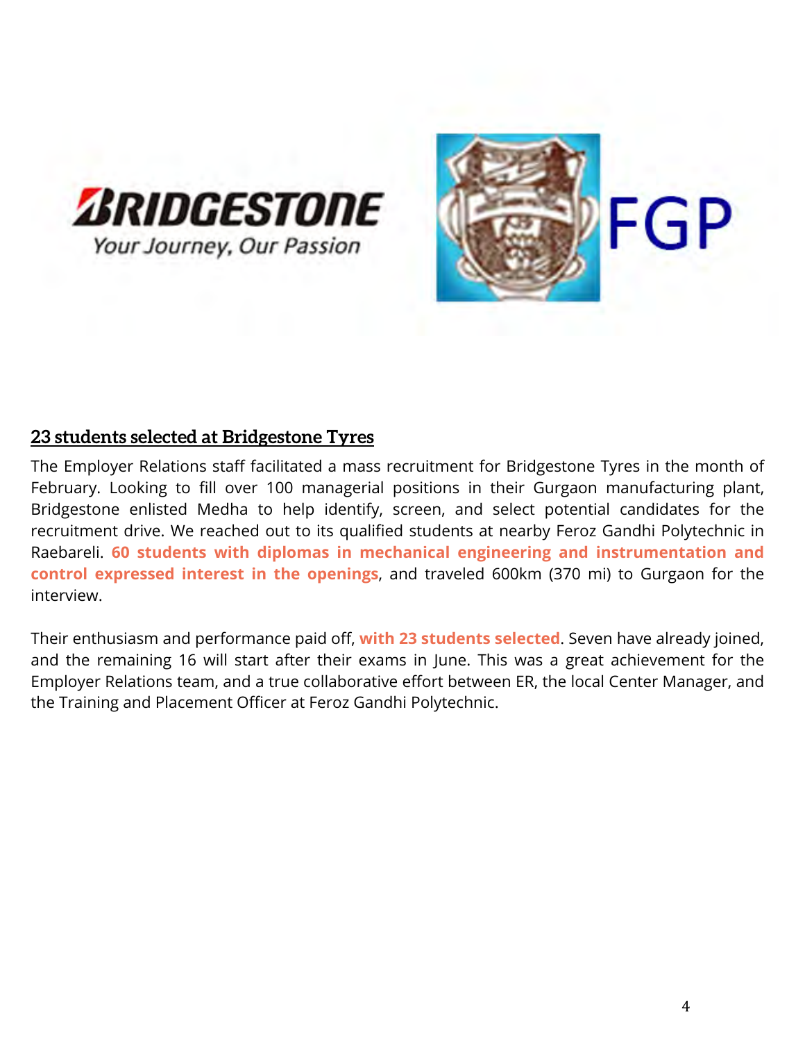## 23 students selected at Bridgestone Tyres

The Employer Relations staff facilitated a mass recruitment for Bridgestone Tyres in the month of February. Looking to fill over 100 managerial positions in their Gurgaon manufacturing plant, Bridgestone enlisted Medha to help identify, screen, and select potential candidates for the recruitment drive. We reached out to its qualified students at nearby Feroz Gandhi Polytechnic in Raebareli. **60 students with diplomas in mechanical engineering and instrumentation and control expressed interest in the openings**, and traveled 600km (370 mi) to Gurgaon for the interview.

Their enthusiasm and performance paid off, **with 23 students selected**. Seven have already joined, and the remaining 16 will start after their exams in June. This was a great achievement for the Employer Relations team, and a true collaborative effort between ER, the local Center Manager, and the Training and Placement Officer at Feroz Gandhi Polytechnic.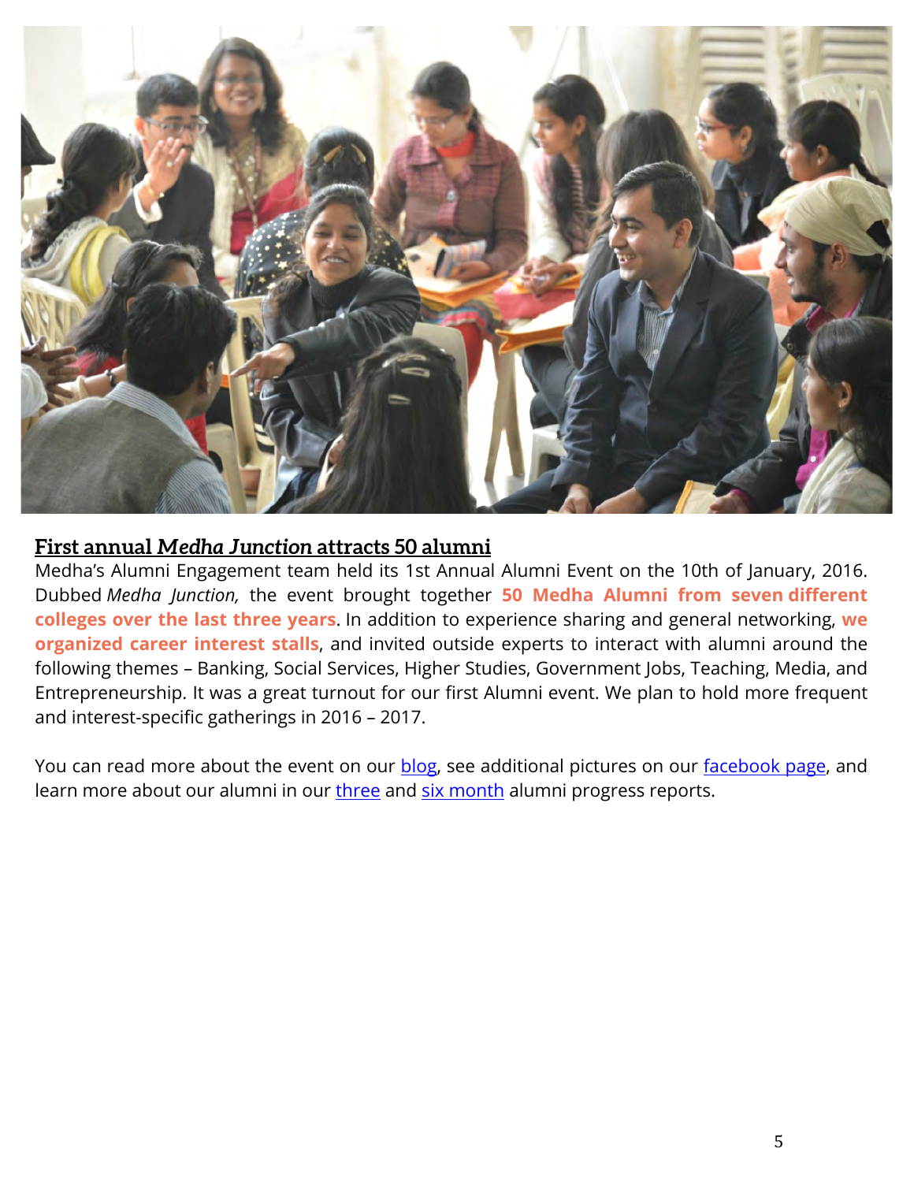## First annual *Medha Junction* attracts 50 alumni

Medha's Alumni Engagement team held its 1st Annual Alumni Event on the 10th of January, 2016. Dubbed *Medha Junction,* the event brought together **50 Medha Alumni from seven different colleges over the last three years**. In addition to experience sharing and general networking, **we organized career interest stalls**, and invited outside experts to interact with alumni around the following themes – Banking, Social Services, Higher Studies, Government Jobs, Teaching, Media, and Entrepreneurship. It was a great turnout for our first Alumni event. We plan to hold more frequent and interest-specific gatherings in 2016 – 2017.

You can read more about the event on our blog, see additional pictures on our facebook page, and learn more about our alumni in our three and six month alumni progress reports.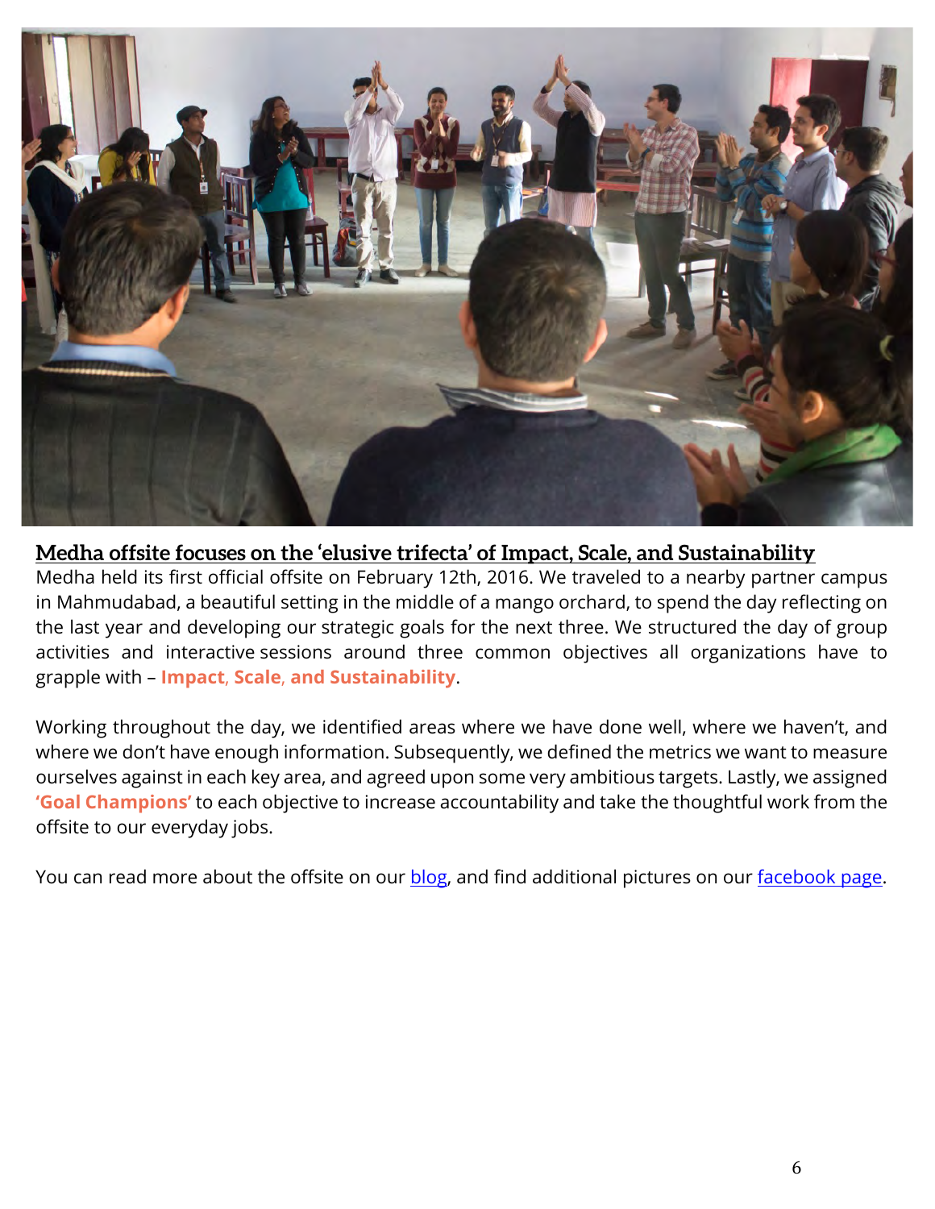## Medha offsite focuses on the 'elusive trifecta' of Impact, Scale, and Sustainability

Medha held its first official offsite on February 12th, 2016. We traveled to a nearby partner campus in Mahmudabad, a beautiful setting in the middle of a mango orchard, to spend the day reflecting on the last year and developing our strategic goals for the next three. We structured the day of group activities and interactive sessions around three common objectives all organizations have to grapple with – **Impact, Scale, and Sustainability**.

Working throughout the day, we identified areas where we have done well, where we haven't, and where we don't have enough information. Subsequently, we defined the metrics we want to measure ourselves against in each key area, and agreed upon some very ambitious targets. Lastly, we assigned **'Goal Champions'** to each objective to increase accountability and take the thoughtful work from the offsite to our everyday jobs.

You can read more about the offsite on our blog, and find additional pictures on our facebook page.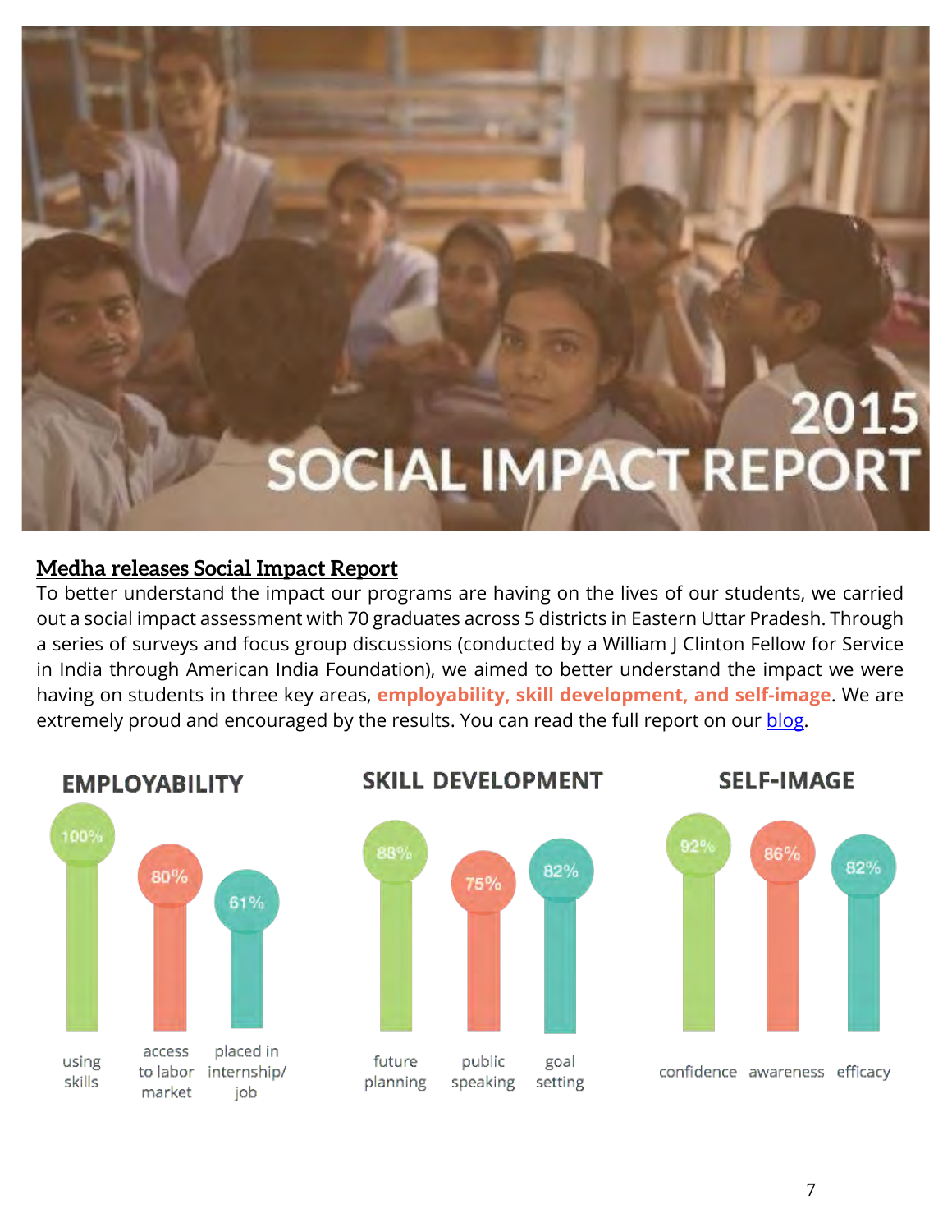2015
SOCIAL IMPACT REPORT

## Medha releases Social Impact Report

To better understand the impact our programs are having on the lives of our students, we carried out a social impact assessment with 70 graduates across 5 districts in Eastern Uttar Pradesh. Through a series of surveys and focus group discussions (conducted by a William J Clinton Fellow for Service in India through American India Foundation), we aimed to better understand the impact we were having on students in three key areas, **employability, skill development, and self-image**. We are extremely proud and encouraged by the results. You can read the full report on our [blog](blog).

### EMPLOYABILITY

| using skills | access to labor market | placed in internship/ job |
|---|---|---|
| 100% | 80% | 61% |

### SKILL DEVELOPMENT

| future planning | public speaking | goal setting |
|---|---|---|
| 88% | 75% | 82% |

### SELF-IMAGE

| confidence | awareness | efficacy |
|---|---|---|
| 92% | 86% | 82% |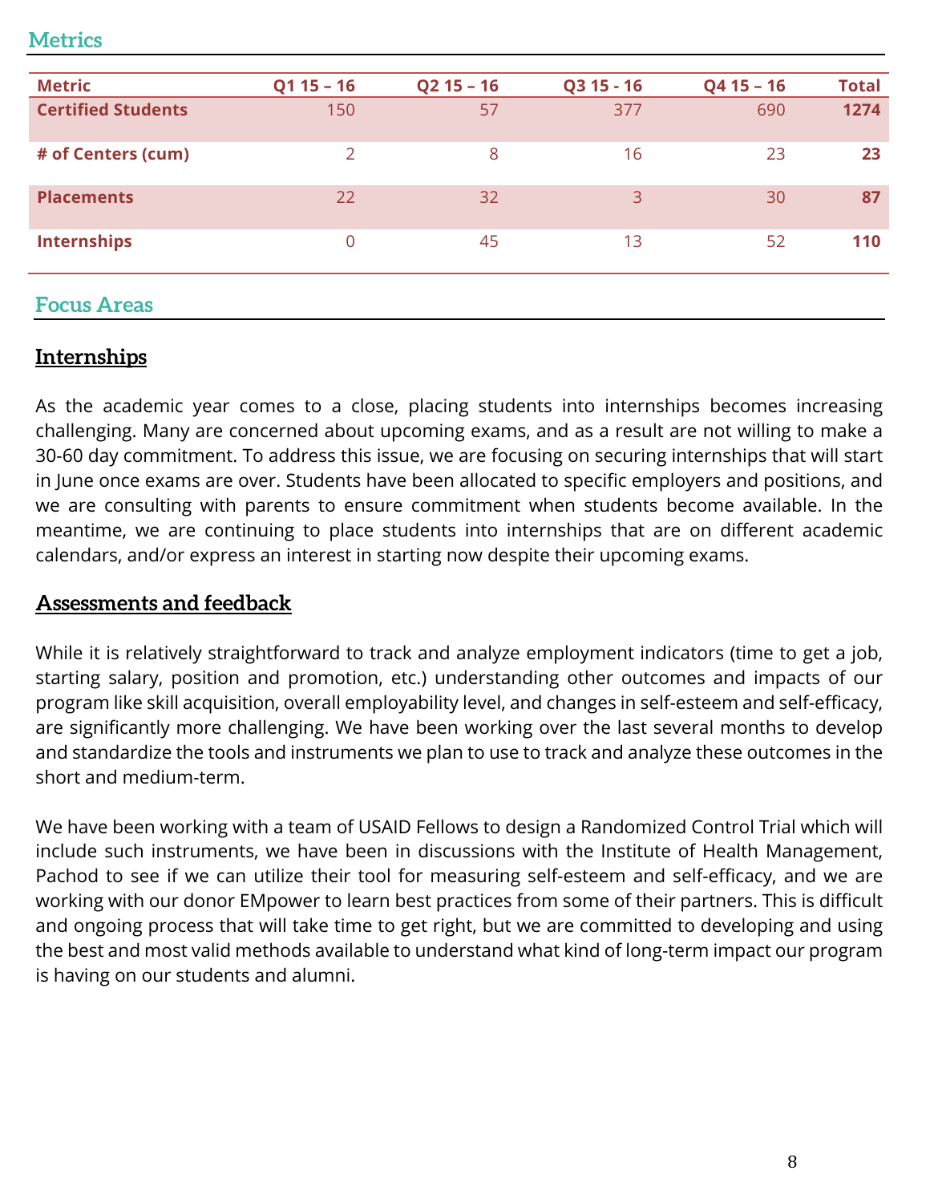## Metrics

| Metric | Q1 15 – 16 | Q2 15 – 16 | Q3 15 - 16 | Q4 15 – 16 | Total |
|---|---|---|---|---|---|
| **Certified Students** | 150 | 57 | 377 | 690 | **1274** |
| **# of Centers (cum)** | 2 | 8 | 16 | 23 | **23** |
| **Placements** | 22 | 32 | 3 | 30 | **87** |
| **Internships** | 0 | 45 | 13 | 52 | **110** |

## Focus Areas

### Internships

As the academic year comes to a close, placing students into internships becomes increasing challenging. Many are concerned about upcoming exams, and as a result are not willing to make a 30-60 day commitment. To address this issue, we are focusing on securing internships that will start in June once exams are over. Students have been allocated to specific employers and positions, and we are consulting with parents to ensure commitment when students become available. In the meantime, we are continuing to place students into internships that are on different academic calendars, and/or express an interest in starting now despite their upcoming exams.

### Assessments and feedback

While it is relatively straightforward to track and analyze employment indicators (time to get a job, starting salary, position and promotion, etc.) understanding other outcomes and impacts of our program like skill acquisition, overall employability level, and changes in self-esteem and self-efficacy, are significantly more challenging. We have been working over the last several months to develop and standardize the tools and instruments we plan to use to track and analyze these outcomes in the short and medium-term.

We have been working with a team of USAID Fellows to design a Randomized Control Trial which will include such instruments, we have been in discussions with the Institute of Health Management, Pachod to see if we can utilize their tool for measuring self-esteem and self-efficacy, and we are working with our donor EMpower to learn best practices from some of their partners. This is difficult and ongoing process that will take time to get right, but we are committed to developing and using the best and most valid methods available to understand what kind of long-term impact our program is having on our students and alumni.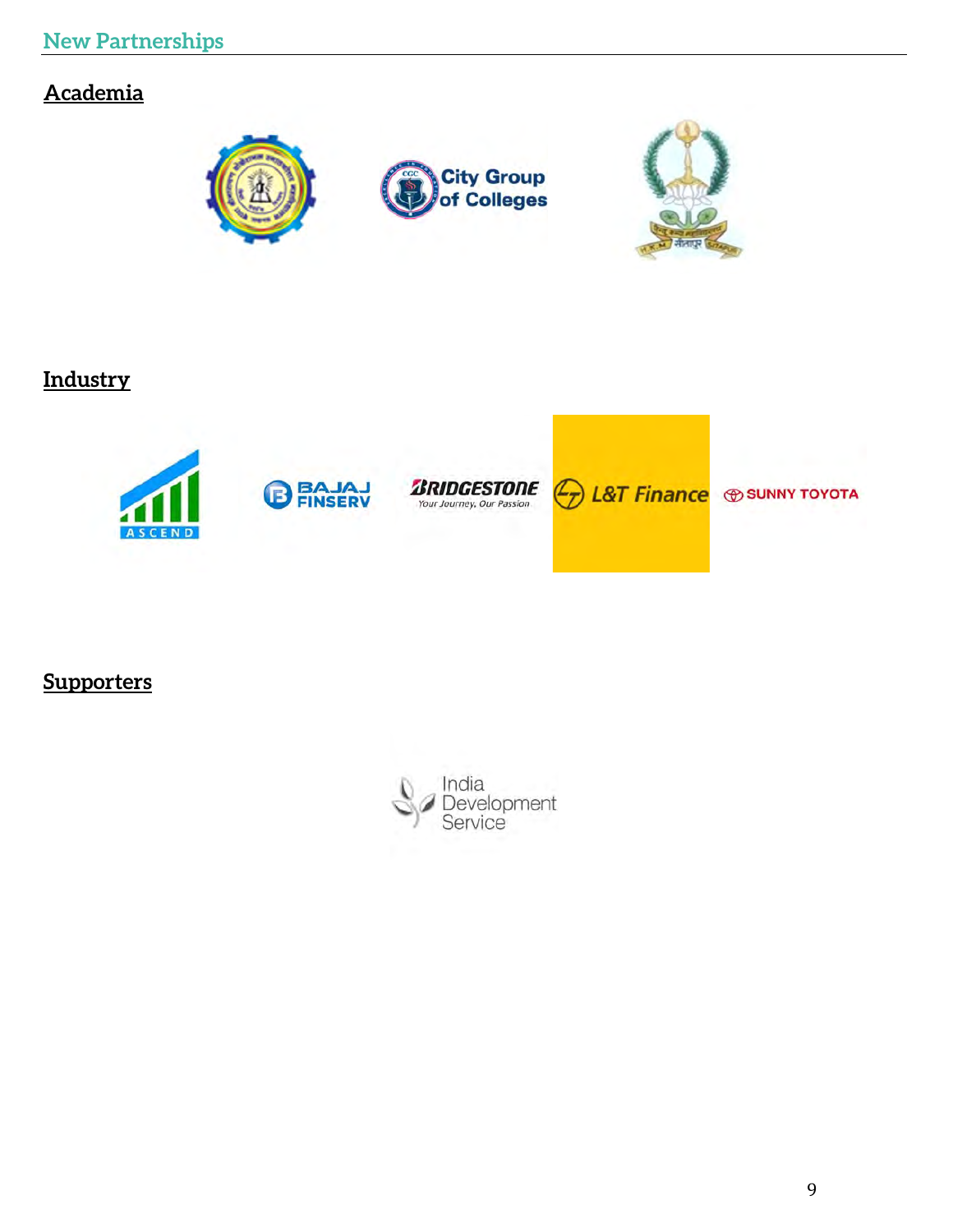## New Partnerships

### Academia

City Group of Colleges

### Industry

ASCEND

BAJAJ FINSERV

BRIDGESTONE
Your Journey, Our Passion

L&T Finance

SUNNY TOYOTA

### Supporters

India Development Service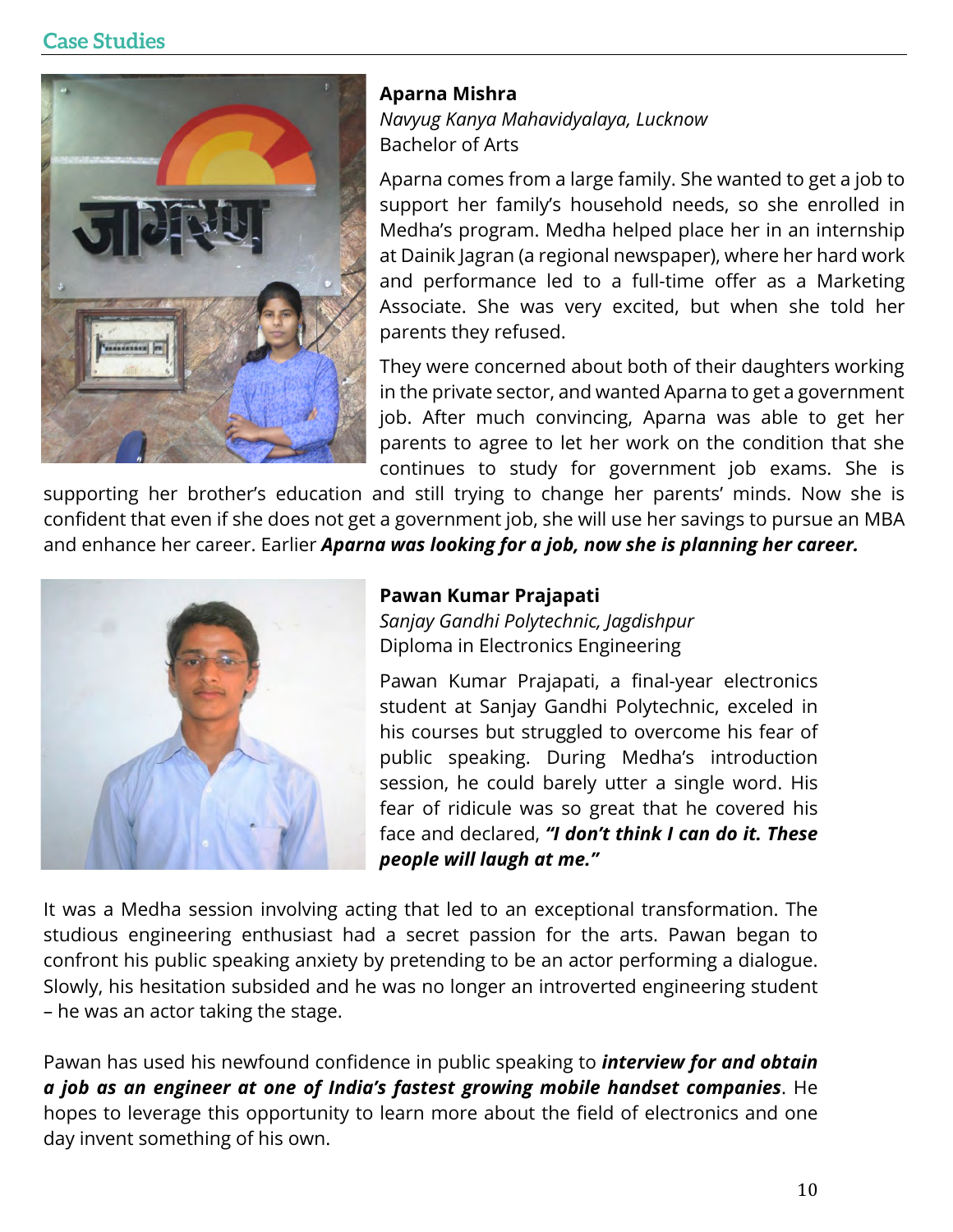## Case Studies

**Aparna Mishra**
*Navyug Kanya Mahavidyalaya, Lucknow*
Bachelor of Arts

Aparna comes from a large family. She wanted to get a job to support her family's household needs, so she enrolled in Medha's program. Medha helped place her in an internship at Dainik Jagran (a regional newspaper), where her hard work and performance led to a full-time offer as a Marketing Associate. She was very excited, but when she told her parents they refused.

They were concerned about both of their daughters working in the private sector, and wanted Aparna to get a government job. After much convincing, Aparna was able to get her parents to agree to let her work on the condition that she continues to study for government job exams. She is supporting her brother's education and still trying to change her parents' minds. Now she is confident that even if she does not get a government job, she will use her savings to pursue an MBA and enhance her career. Earlier ***Aparna was looking for a job, now she is planning her career.***

**Pawan Kumar Prajapati**
*Sanjay Gandhi Polytechnic, Jagdishpur*
Diploma in Electronics Engineering

Pawan Kumar Prajapati, a final-year electronics student at Sanjay Gandhi Polytechnic, exceled in his courses but struggled to overcome his fear of public speaking. During Medha's introduction session, he could barely utter a single word. His fear of ridicule was so great that he covered his face and declared, ***"I don't think I can do it. These people will laugh at me."***

It was a Medha session involving acting that led to an exceptional transformation. The studious engineering enthusiast had a secret passion for the arts. Pawan began to confront his public speaking anxiety by pretending to be an actor performing a dialogue. Slowly, his hesitation subsided and he was no longer an introverted engineering student – he was an actor taking the stage.

Pawan has used his newfound confidence in public speaking to ***interview for and obtain a job as an engineer at one of India's fastest growing mobile handset companies***. He hopes to leverage this opportunity to learn more about the field of electronics and one day invent something of his own.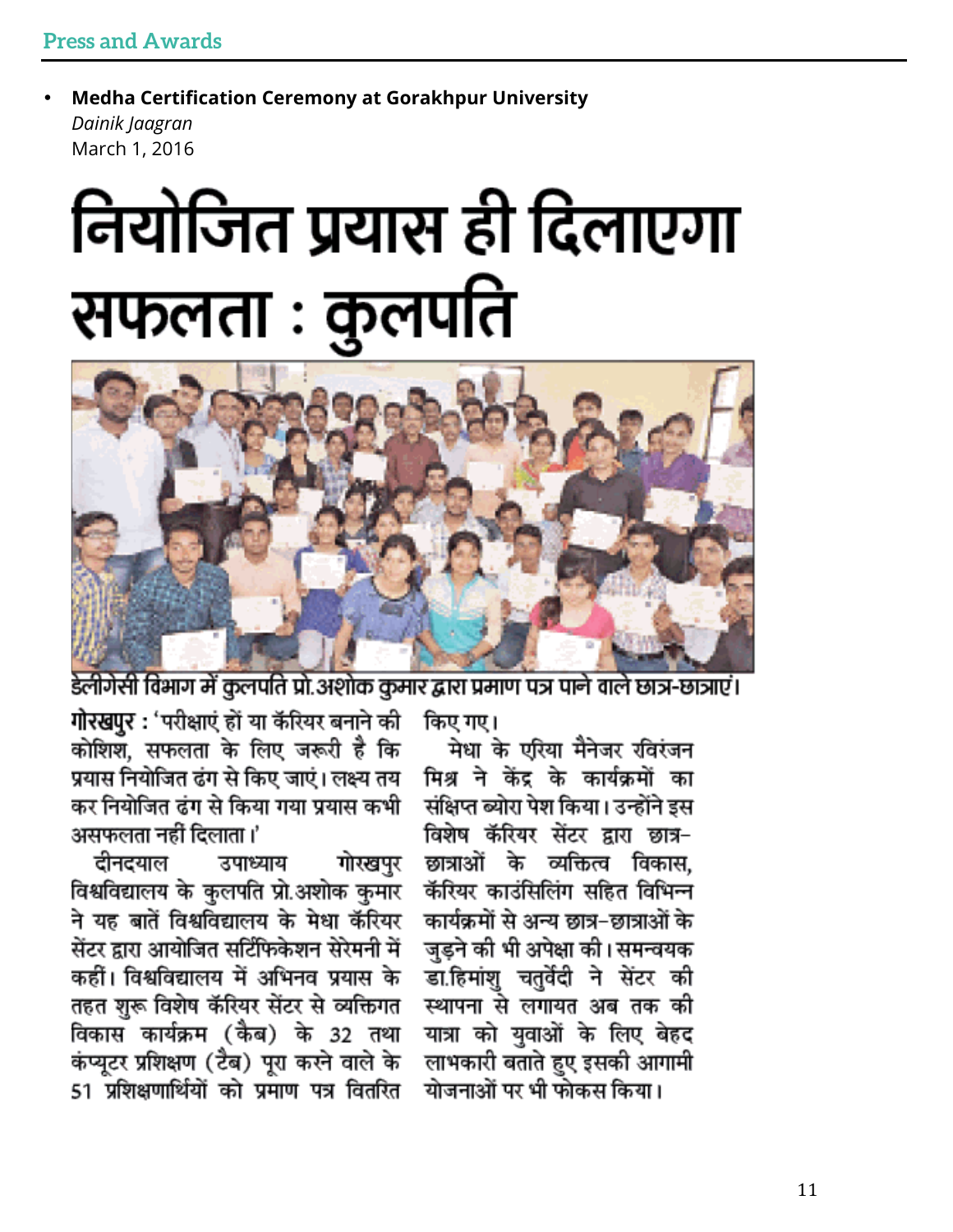## Press and Awards

- **Medha Certification Ceremony at Gorakhpur University**
  *Dainik Jaagran*
  March 1, 2016

# नियोजित प्रयास ही दिलाएगा सफलता : कुलपति

डेलीगेसी विभाग में कुलपति प्रो.अशोक कुमार द्वारा प्रमाण पत्र पाने वाले छात्र-छात्राएं।

**गोरखपुर :** 'परीक्षाएं हों या कॅरियर बनाने की कोशिश, सफलता के लिए जरूरी है कि प्रयास नियोजित ढंग से किए जाएं। लक्ष्य तय कर नियोजित ढंग से किया गया प्रयास कभी असफलता नहीं दिलाता।'

दीनदयाल उपाध्याय गोरखपुर विश्वविद्यालय के कुलपति प्रो.अशोक कुमार ने यह बातें विश्वविद्यालय के मेधा कॅरियर सेंटर द्वारा आयोजित सर्टिफिकेशन सेरेमनी में कहीं। विश्वविद्यालय में अभिनव प्रयास के तहत शुरू विशेष कॅरियर सेंटर से व्यक्तिगत विकास कार्यक्रम (कैब) के 32 तथा कंप्यूटर प्रशिक्षण (टैब) पूरा करने वाले के 51 प्रशिक्षणार्थियों को प्रमाण पत्र वितरित किए गए।

मेधा के एरिया मैनेजर रविरंजन मिश्र ने केंद्र के कार्यक्रमों का संक्षिप्त ब्योरा पेश किया। उन्होंने इस विशेष कॅरियर सेंटर द्वारा छात्र-छात्राओं के व्यक्तित्व विकास, कॅरियर काउंसिलिंग सहित विभिन्न कार्यक्रमों से अन्य छात्र-छात्राओं के जुड़ने की भी अपेक्षा की। समन्वयक डा.हिमांशु चतुर्वेदी ने सेंटर की स्थापना से लगायत अब तक की यात्रा को युवाओं के लिए बेहद लाभकारी बताते हुए इसकी आगामी योजनाओं पर भी फोकस किया।